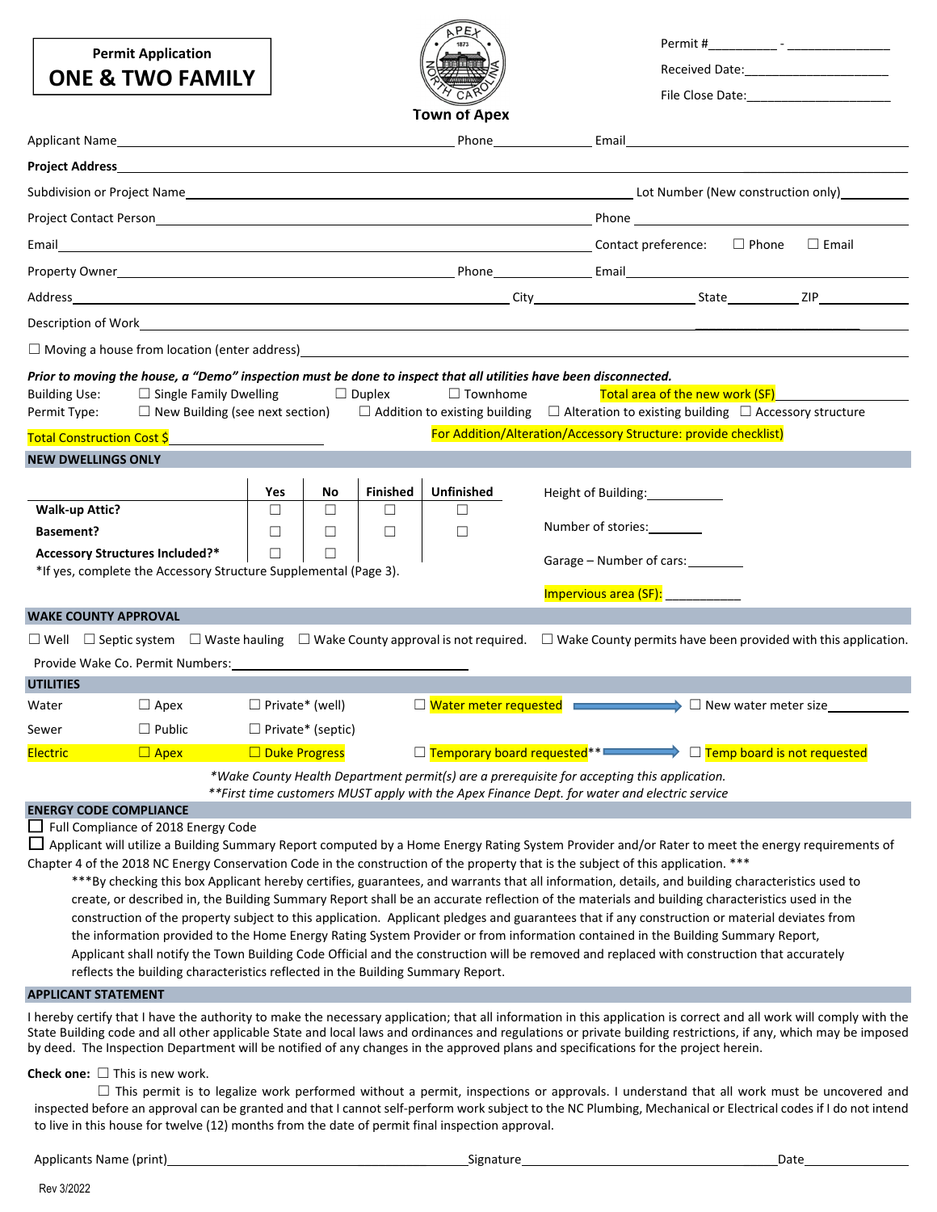**Permit Application**
# ONE & TWO FAMILY

**Town of Apex**

Permit #__________ - _______________

Received Date:_____________________

File Close Date:_____________________

Applicant Name________________________________________ Phone______________ Email______________________________

**Project Address**____________________________________________________________________________________

Subdivision or Project Name__________________________________________________ Lot Number (New construction only)__________

Project Contact Person__________________________________________________ Phone______________________________

Email__________________________________________________ Contact preference: ☐ Phone ☐ Email

Property Owner________________________________________ Phone______________ Email______________________________

Address______________________________________________ City__________________ State________ ZIP__________

Description of Work____________________________________________________________________________________

☐ Moving a house from location (enter address)______________________________________________________________

***Prior to moving the house, a "Demo" inspection must be done to inspect that all utilities have been disconnected.***

Building Use: ☐ Single Family Dwelling ☐ Duplex ☐ Townhome Total area of the new work (SF)______________

Permit Type: ☐ New Building (see next section) ☐ Addition to existing building ☐ Alteration to existing building ☐ Accessory structure

Total Construction Cost $____________________ For Addition/Alteration/Accessory Structure: provide checklist)

## NEW DWELLINGS ONLY

| | Yes | No | Finished | Unfinished |
|---|---|---|---|---|
| **Walk-up Attic?** | ☐ | ☐ | ☐ | ☐ |
| **Basement?** | ☐ | ☐ | ☐ | ☐ |
| **Accessory Structures Included?*** | ☐ | ☐ | | |

*If yes, complete the Accessory Structure Supplemental (Page 3).

Height of Building:___________

Number of stories:________

Garage – Number of cars:________

Impervious area (SF): ___________

## WAKE COUNTY APPROVAL

☐ Well ☐ Septic system ☐ Waste hauling ☐ Wake County approval is not required. ☐ Wake County permits have been provided with this application.

Provide Wake Co. Permit Numbers:______________________________

## UTILITIES

| | | | | |
|---|---|---|---|---|
| Water | ☐ Apex | ☐ Private* (well) | ☐ Water meter requested → | ☐ New water meter size__________ |
| Sewer | ☐ Public | ☐ Private* (septic) | | |
| Electric | ☐ Apex | ☐ Duke Progress | ☐ Temporary board requested** → | ☐ Temp board is not requested |

**Wake County Health Department permit(s) are a prerequisite for accepting this application.*

***First time customers MUST apply with the Apex Finance Dept. for water and electric service*

## ENERGY CODE COMPLIANCE

☐ Full Compliance of 2018 Energy Code

☐ Applicant will utilize a Building Summary Report computed by a Home Energy Rating System Provider and/or Rater to meet the energy requirements of Chapter 4 of the 2018 NC Energy Conservation Code in the construction of the property that is the subject of this application. ***

***By checking this box Applicant hereby certifies, guarantees, and warrants that all information, details, and building characteristics used to create, or described in, the Building Summary Report shall be an accurate reflection of the materials and building characteristics used in the construction of the property subject to this application. Applicant pledges and guarantees that if any construction or material deviates from the information provided to the Home Energy Rating System Provider or from information contained in the Building Summary Report, Applicant shall notify the Town Building Code Official and the construction will be removed and replaced with construction that accurately reflects the building characteristics reflected in the Building Summary Report.

## APPLICANT STATEMENT

I hereby certify that I have the authority to make the necessary application; that all information in this application is correct and all work will comply with the State Building code and all other applicable State and local laws and ordinances and regulations or private building restrictions, if any, which may be imposed by deed. The Inspection Department will be notified of any changes in the approved plans and specifications for the project herein.

**Check one:** ☐ This is new work.

☐ This permit is to legalize work performed without a permit, inspections or approvals. I understand that all work must be uncovered and inspected before an approval can be granted and that I cannot self-perform work subject to the NC Plumbing, Mechanical or Electrical codes if I do not intend to live in this house for twelve (12) months from the date of permit final inspection approval.

Applicants Name (print)______________________________ Signature______________________________ Date__________

Rev 3/2022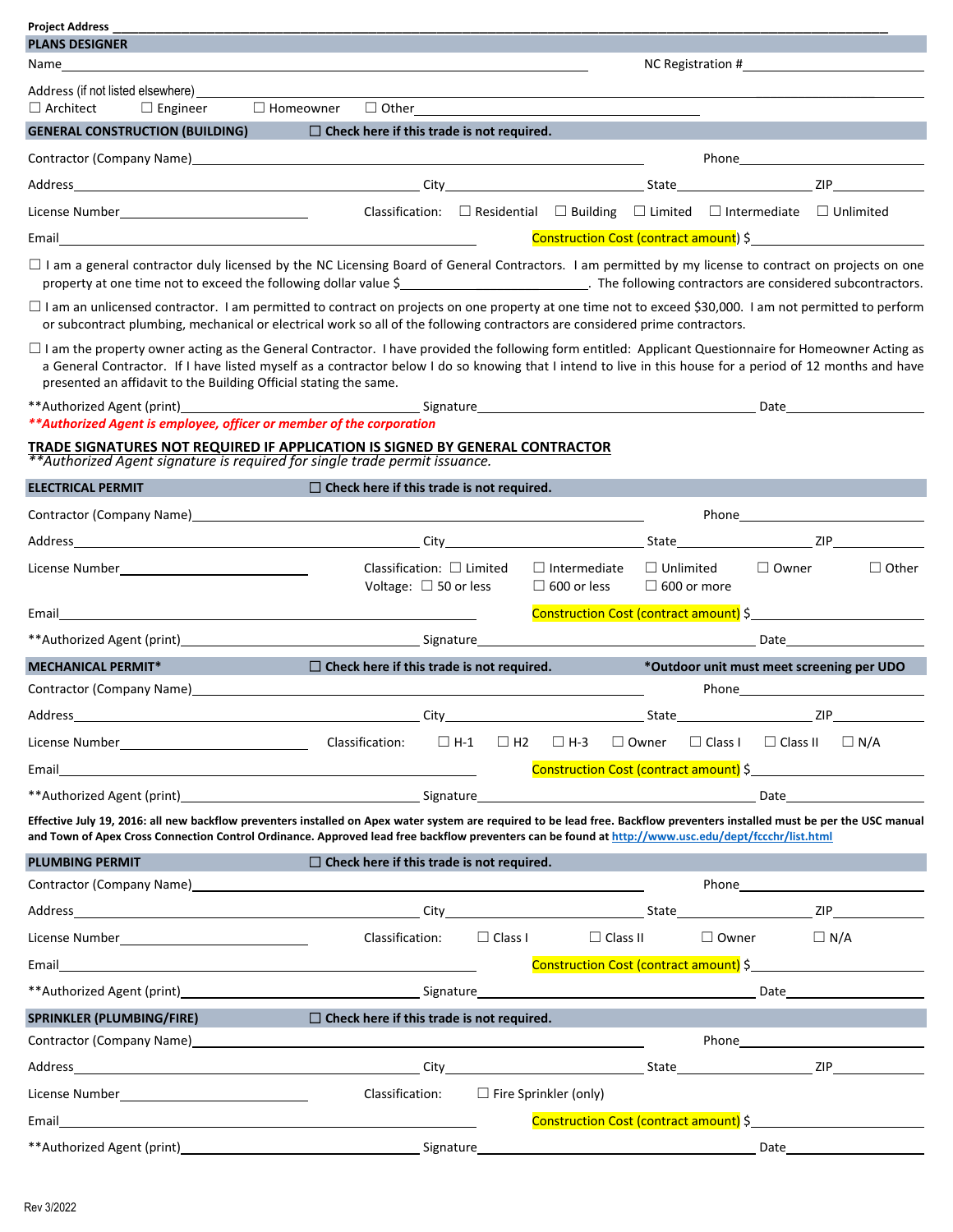Project Address ______________________________________________

## PLANS DESIGNER

Name______________________________________________ NC Registration #____________________

Address (if not listed elsewhere) ______________________________________________

☐ Architect ☐ Engineer ☐ Homeowner ☐ Other____________________

## GENERAL CONSTRUCTION (BUILDING) ☐ Check here if this trade is not required.

Contractor (Company Name)______________________________________________ Phone____________________

Address______________________________ City____________________ State____________ ZIP__________

License Number____________________ Classification: ☐ Residential ☐ Building ☐ Limited ☐ Intermediate ☐ Unlimited

Email______________________________ Construction Cost (contract amount) $____________________

☐ I am a general contractor duly licensed by the NC Licensing Board of General Contractors. I am permitted by my license to contract on projects on one property at one time not to exceed the following dollar value $____________________. The following contractors are considered subcontractors.

☐ I am an unlicensed contractor. I am permitted to contract on projects on one property at one time not to exceed $30,000. I am not permitted to perform or subcontract plumbing, mechanical or electrical work so all of the following contractors are considered prime contractors.

☐ I am the property owner acting as the General Contractor. I have provided the following form entitled: Applicant Questionnaire for Homeowner Acting as a General Contractor. If I have listed myself as a contractor below I do so knowing that I intend to live in this house for a period of 12 months and have presented an affidavit to the Building Official stating the same.

**Authorized Agent (print)______________________ Signature______________________ Date__________

***\*\*Authorized Agent is employee, officer or member of the corporation***

**TRADE SIGNATURES NOT REQUIRED IF APPLICATION IS SIGNED BY GENERAL CONTRACTOR**

*\*\*Authorized Agent signature is required for single trade permit issuance.*

## ELECTRICAL PERMIT ☐ Check here if this trade is not required.

Contractor (Company Name)______________________________________________ Phone____________________

Address______________________________ City____________________ State____________ ZIP__________

License Number____________________ Classification: ☐ Limited ☐ Intermediate ☐ Unlimited ☐ Owner ☐ Other

Voltage: ☐ 50 or less ☐ 600 or less ☐ 600 or more

Email______________________________ Construction Cost (contract amount) $____________________

**Authorized Agent (print)______________________ Signature______________________ Date__________

## MECHANICAL PERMIT* ☐ Check here if this trade is not required. *Outdoor unit must meet screening per UDO

Contractor (Company Name)______________________________________________ Phone____________________

Address______________________________ City____________________ State____________ ZIP__________

License Number____________________ Classification: ☐ H-1 ☐ H2 ☐ H-3 ☐ Owner ☐ Class I ☐ Class II ☐ N/A

Email______________________________ Construction Cost (contract amount) $____________________

**Authorized Agent (print)______________________ Signature______________________ Date__________

**Effective July 19, 2016: all new backflow preventers installed on Apex water system are required to be lead free. Backflow preventers installed must be per the USC manual and Town of Apex Cross Connection Control Ordinance. Approved lead free backflow preventers can be found at http://www.usc.edu/dept/fccchr/list.html**

## PLUMBING PERMIT ☐ Check here if this trade is not required.

Contractor (Company Name)______________________________________________ Phone____________________

Address______________________________ City____________________ State____________ ZIP__________

License Number____________________ Classification: ☐ Class I ☐ Class II ☐ Owner ☐ N/A

Email______________________________ Construction Cost (contract amount) $____________________

**Authorized Agent (print)______________________ Signature______________________ Date__________

## SPRINKLER (PLUMBING/FIRE) ☐ Check here if this trade is not required.

Contractor (Company Name)______________________________________________ Phone____________________

Address______________________________ City____________________ State____________ ZIP__________

License Number____________________ Classification: ☐ Fire Sprinkler (only)

Email______________________________ Construction Cost (contract amount) $____________________

**Authorized Agent (print)______________________ Signature______________________ Date__________

Rev 3/2022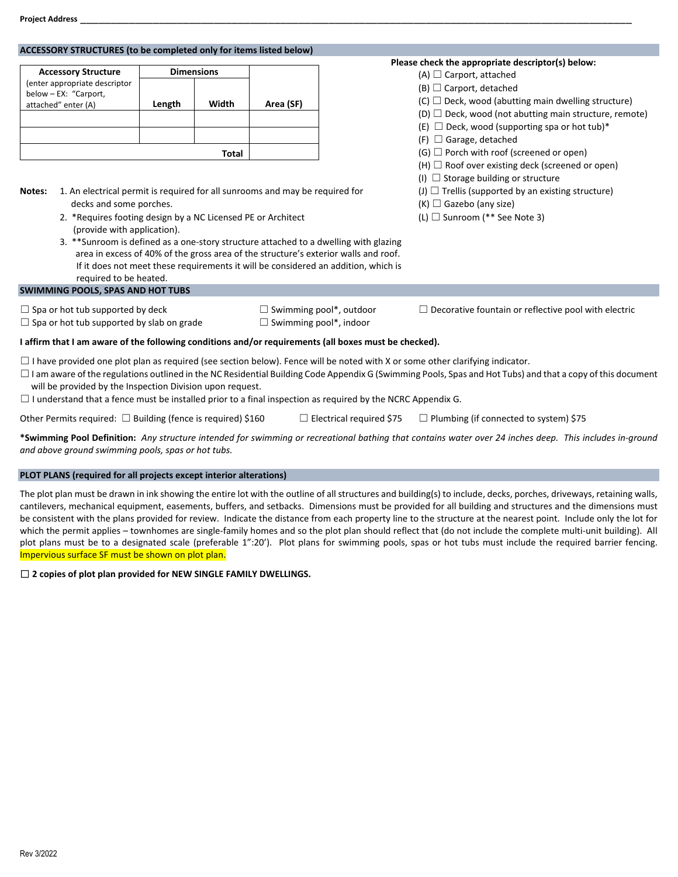**Project Address** ___________________________________________________________________________________________

## ACCESSORY STRUCTURES (to be completed only for items listed below)

| Accessory Structure (enter appropriate descriptor below – EX: "Carport, attached" enter (A) | Dimensions | | Area (SF) |
|---|---|---|---|
| | Length | Width | |
| | | | |
| | | | |
| **Total** | | | |

**Please check the appropriate descriptor(s) below:**

- (A) ☐ Carport, attached
- (B) ☐ Carport, detached
- (C) ☐ Deck, wood (abutting main dwelling structure)
- (D) ☐ Deck, wood (not abutting main structure, remote)
- (E) ☐ Deck, wood (supporting spa or hot tub)*
- (F) ☐ Garage, detached
- (G) ☐ Porch with roof (screened or open)
- (H) ☐ Roof over existing deck (screened or open)
- (I) ☐ Storage building or structure
- (J) ☐ Trellis (supported by an existing structure)
- (K) ☐ Gazebo (any size)
- (L) ☐ Sunroom (** See Note 3)

**Notes:**
1. An electrical permit is required for all sunrooms and may be required for decks and some porches.
2. *Requires footing design by a NC Licensed PE or Architect (provide with application).
3. **Sunroom is defined as a one-story structure attached to a dwelling with glazing area in excess of 40% of the gross area of the structure's exterior walls and roof. If it does not meet these requirements it will be considered an addition, which is required to be heated.

## SWIMMING POOLS, SPAS AND HOT TUBS

☐ Spa or hot tub supported by deck
☐ Spa or hot tub supported by slab on grade
☐ Swimming pool*, outdoor
☐ Swimming pool*, indoor
☐ Decorative fountain or reflective pool with electric

**I affirm that I am aware of the following conditions and/or requirements (all boxes must be checked).**

☐ I have provided one plot plan as required (see section below). Fence will be noted with X or some other clarifying indicator.
☐ I am aware of the regulations outlined in the NC Residential Building Code Appendix G (Swimming Pools, Spas and Hot Tubs) and that a copy of this document will be provided by the Inspection Division upon request.
☐ I understand that a fence must be installed prior to a final inspection as required by the NCRC Appendix G.

Other Permits required: ☐ Building (fence is required) $160 ☐ Electrical required $75 ☐ Plumbing (if connected to system) $75

***Swimming Pool Definition:** *Any structure intended for swimming or recreational bathing that contains water over 24 inches deep. This includes in-ground and above ground swimming pools, spas or hot tubs.*

## PLOT PLANS (required for all projects except interior alterations)

The plot plan must be drawn in ink showing the entire lot with the outline of all structures and building(s) to include, decks, porches, driveways, retaining walls, cantilevers, mechanical equipment, easements, buffers, and setbacks. Dimensions must be provided for all building and structures and the dimensions must be consistent with the plans provided for review. Indicate the distance from each property line to the structure at the nearest point. Include only the lot for which the permit applies – townhomes are single-family homes and so the plot plan should reflect that (do not include the complete multi-unit building). All plot plans must be to a designated scale (preferable 1":20'). Plot plans for swimming pools, spas or hot tubs must include the required barrier fencing. Impervious surface SF must be shown on plot plan.

**☐ 2 copies of plot plan provided for NEW SINGLE FAMILY DWELLINGS.**

Rev 3/2022